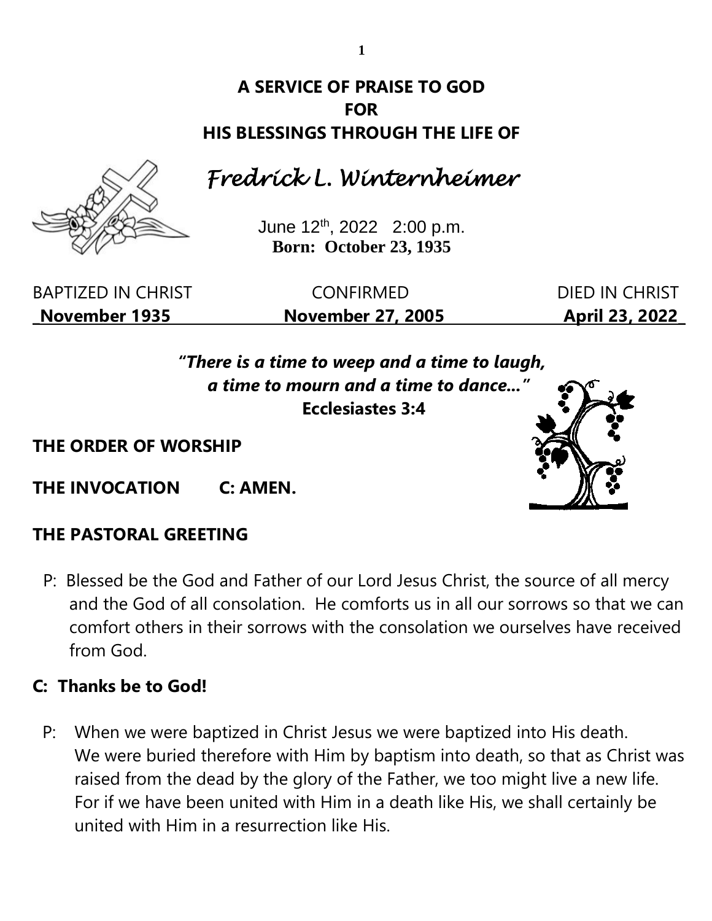# A SERVICE OF PRAISE TO GOD
# FOR
# HIS BLESSINGS THROUGH THE LIFE OF

## *Fredrick L. Winternheimer*

June 12th, 2022 2:00 p.m.

**Born: October 23, 1935**

| BAPTIZED IN CHRIST | CONFIRMED | DIED IN CHRIST |
|---|---|---|
| **November 1935** | **November 27, 2005** | **April 23, 2022** |

***"There is a time to weep and a time to laugh,***
***a time to mourn and a time to dance…"***
**Ecclesiastes 3:4**

**THE ORDER OF WORSHIP**

**THE INVOCATION C: AMEN.**

**THE PASTORAL GREETING**

P: Blessed be the God and Father of our Lord Jesus Christ, the source of all mercy and the God of all consolation. He comforts us in all our sorrows so that we can comfort others in their sorrows with the consolation we ourselves have received from God.

**C: Thanks be to God!**

P: When we were baptized in Christ Jesus we were baptized into His death. We were buried therefore with Him by baptism into death, so that as Christ was raised from the dead by the glory of the Father, we too might live a new life. For if we have been united with Him in a death like His, we shall certainly be united with Him in a resurrection like His.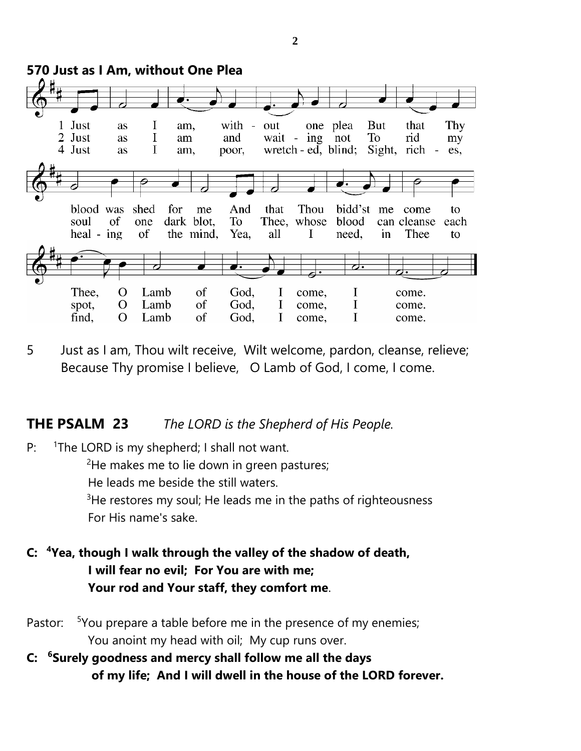## 570 Just as I Am, without One Plea

1 Just as I am, without one plea But that Thy blood was shed for me And that Thou bidd'st me come to Thee, O Lamb of God, I come, I come.

2 Just as I am and waiting not To rid my soul of one dark blot, To Thee, whose blood can cleanse each spot, O Lamb of God, I come, I come.

4 Just as I am, poor, wretched, blind; Sight, riches, healing of the mind, Yea, all I need, in Thee to find, O Lamb of God, I come, I come.

5 Just as I am, Thou wilt receive, Wilt welcome, pardon, cleanse, relieve;
Because Thy promise I believe, O Lamb of God, I come, I come.

## THE PSALM 23 *The LORD is the Shepherd of His People.*

P: [1]The LORD is my shepherd; I shall not want.
[2]He makes me to lie down in green pastures;
He leads me beside the still waters.
[3]He restores my soul; He leads me in the paths of righteousness
For His name's sake.

**C: [4]Yea, though I walk through the valley of the shadow of death,**
**I will fear no evil; For You are with me;**
**Your rod and Your staff, they comfort me**.

Pastor: [5]You prepare a table before me in the presence of my enemies;
You anoint my head with oil; My cup runs over.

**C: [6]Surely goodness and mercy shall follow me all the days**
**of my life; And I will dwell in the house of the LORD forever.**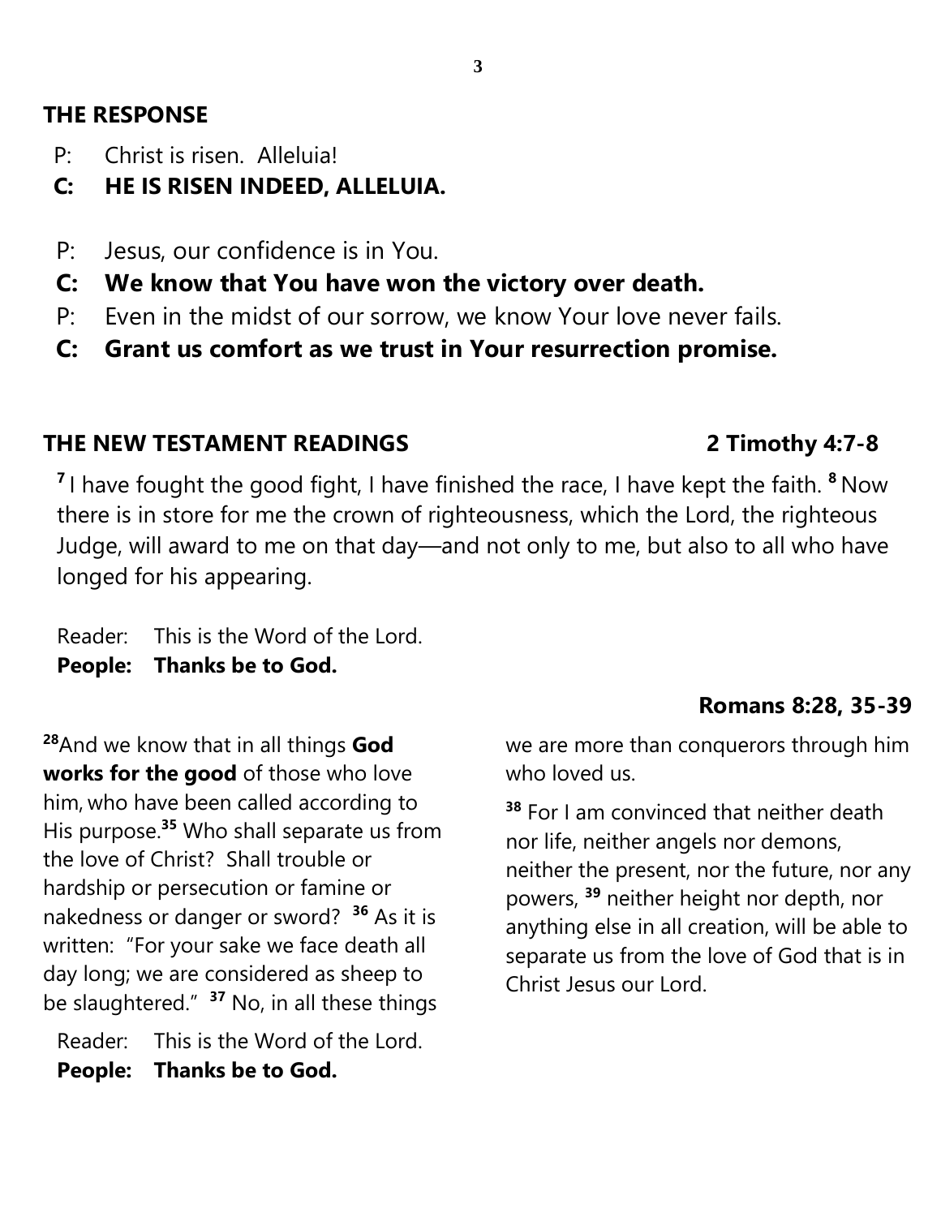## THE RESPONSE

P: Christ is risen. Alleluia!
**C: HE IS RISEN INDEED, ALLELUIA.**

P: Jesus, our confidence is in You.
**C: We know that You have won the victory over death.**
P: Even in the midst of our sorrow, we know Your love never fails.
**C: Grant us comfort as we trust in Your resurrection promise.**

## THE NEW TESTAMENT READINGS — 2 Timothy 4:7-8

[7] I have fought the good fight, I have finished the race, I have kept the faith. [8] Now there is in store for me the crown of righteousness, which the Lord, the righteous Judge, will award to me on that day—and not only to me, but also to all who have longed for his appearing.

Reader: This is the Word of the Lord.
**People: Thanks be to God.**

**Romans 8:28, 35-39**

[28]And we know that in all things **God works for the good** of those who love him, who have been called according to His purpose.[35] Who shall separate us from the love of Christ? Shall trouble or hardship or persecution or famine or nakedness or danger or sword? [36] As it is written: "For your sake we face death all day long; we are considered as sheep to be slaughtered." [37] No, in all these things we are more than conquerors through him who loved us.

[38] For I am convinced that neither death nor life, neither angels nor demons, neither the present, nor the future, nor any powers, [39] neither height nor depth, nor anything else in all creation, will be able to separate us from the love of God that is in Christ Jesus our Lord.

Reader: This is the Word of the Lord.
**People: Thanks be to God.**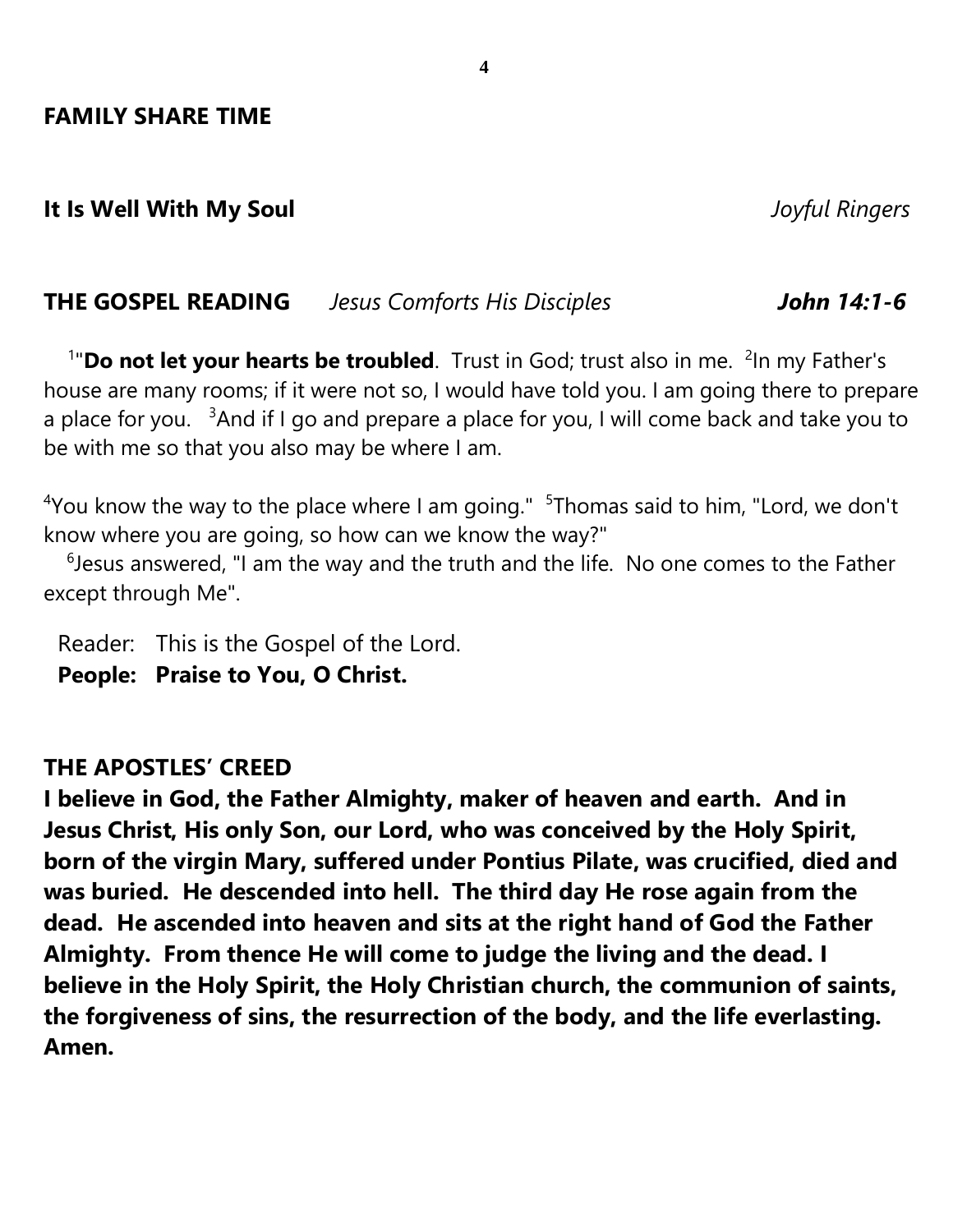**FAMILY SHARE TIME**

**It Is Well With My Soul** *Joyful Ringers*

**THE GOSPEL READING** *Jesus Comforts His Disciples* ***John 14:1-6***

[1]"**Do not let your hearts be troubled**. Trust in God; trust also in me. [2]In my Father's house are many rooms; if it were not so, I would have told you. I am going there to prepare a place for you. [3]And if I go and prepare a place for you, I will come back and take you to be with me so that you also may be where I am.

[4]You know the way to the place where I am going." [5]Thomas said to him, "Lord, we don't know where you are going, so how can we know the way?"

[6]Jesus answered, "I am the way and the truth and the life. No one comes to the Father except through Me".

Reader: This is the Gospel of the Lord.
**People: Praise to You, O Christ.**

**THE APOSTLES' CREED**

**I believe in God, the Father Almighty, maker of heaven and earth. And in Jesus Christ, His only Son, our Lord, who was conceived by the Holy Spirit, born of the virgin Mary, suffered under Pontius Pilate, was crucified, died and was buried. He descended into hell. The third day He rose again from the dead. He ascended into heaven and sits at the right hand of God the Father Almighty. From thence He will come to judge the living and the dead. I believe in the Holy Spirit, the Holy Christian church, the communion of saints, the forgiveness of sins, the resurrection of the body, and the life everlasting. Amen.**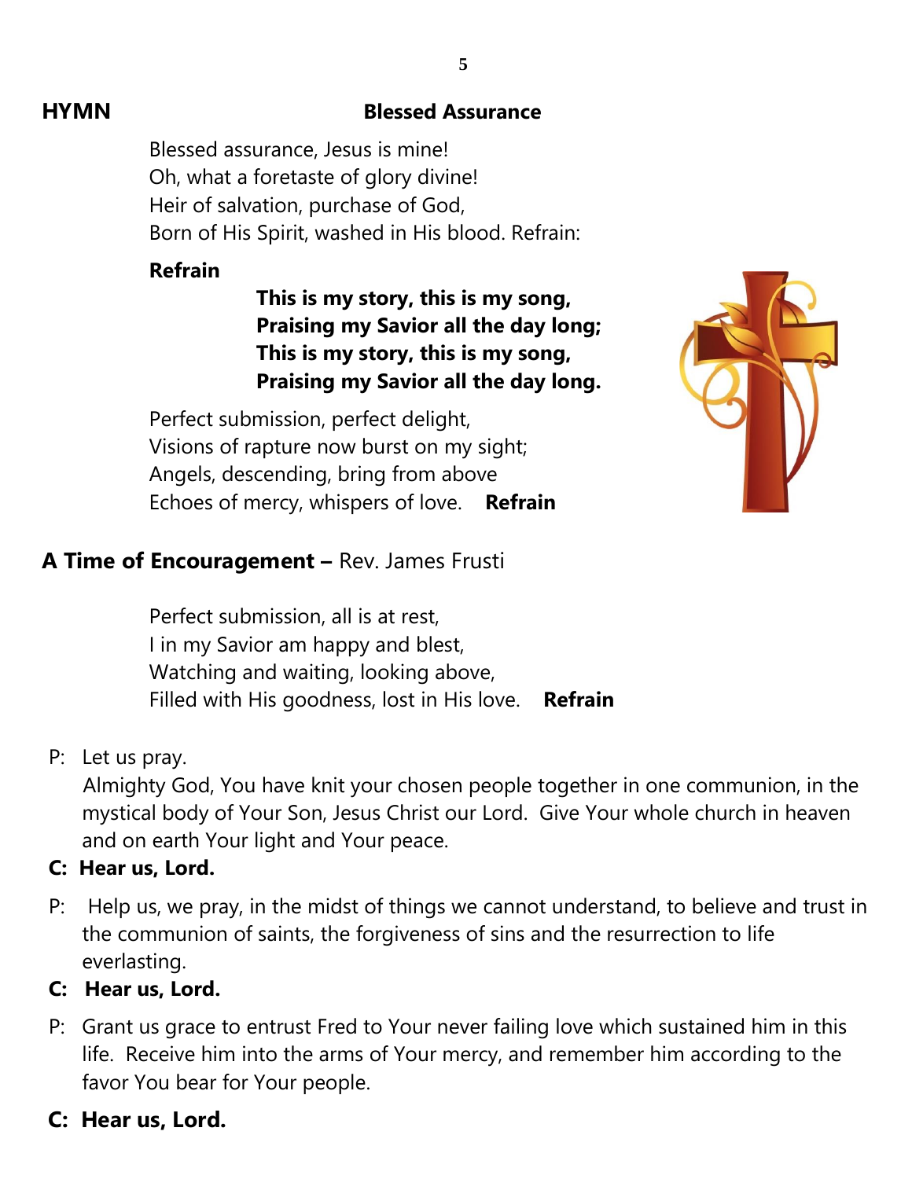**HYMN** **Blessed Assurance**

Blessed assurance, Jesus is mine!
Oh, what a foretaste of glory divine!
Heir of salvation, purchase of God,
Born of His Spirit, washed in His blood. Refrain:

**Refrain**

**This is my story, this is my song,**
**Praising my Savior all the day long;**
**This is my story, this is my song,**
**Praising my Savior all the day long.**

Perfect submission, perfect delight,
Visions of rapture now burst on my sight;
Angels, descending, bring from above
Echoes of mercy, whispers of love. **Refrain**

**A Time of Encouragement –** Rev. James Frusti

Perfect submission, all is at rest,
I in my Savior am happy and blest,
Watching and waiting, looking above,
Filled with His goodness, lost in His love. **Refrain**

P: Let us pray.
Almighty God, You have knit your chosen people together in one communion, in the mystical body of Your Son, Jesus Christ our Lord. Give Your whole church in heaven and on earth Your light and Your peace.

**C: Hear us, Lord.**

P: Help us, we pray, in the midst of things we cannot understand, to believe and trust in the communion of saints, the forgiveness of sins and the resurrection to life everlasting.

**C: Hear us, Lord.**

P: Grant us grace to entrust Fred to Your never failing love which sustained him in this life. Receive him into the arms of Your mercy, and remember him according to the favor You bear for Your people.

**C: Hear us, Lord.**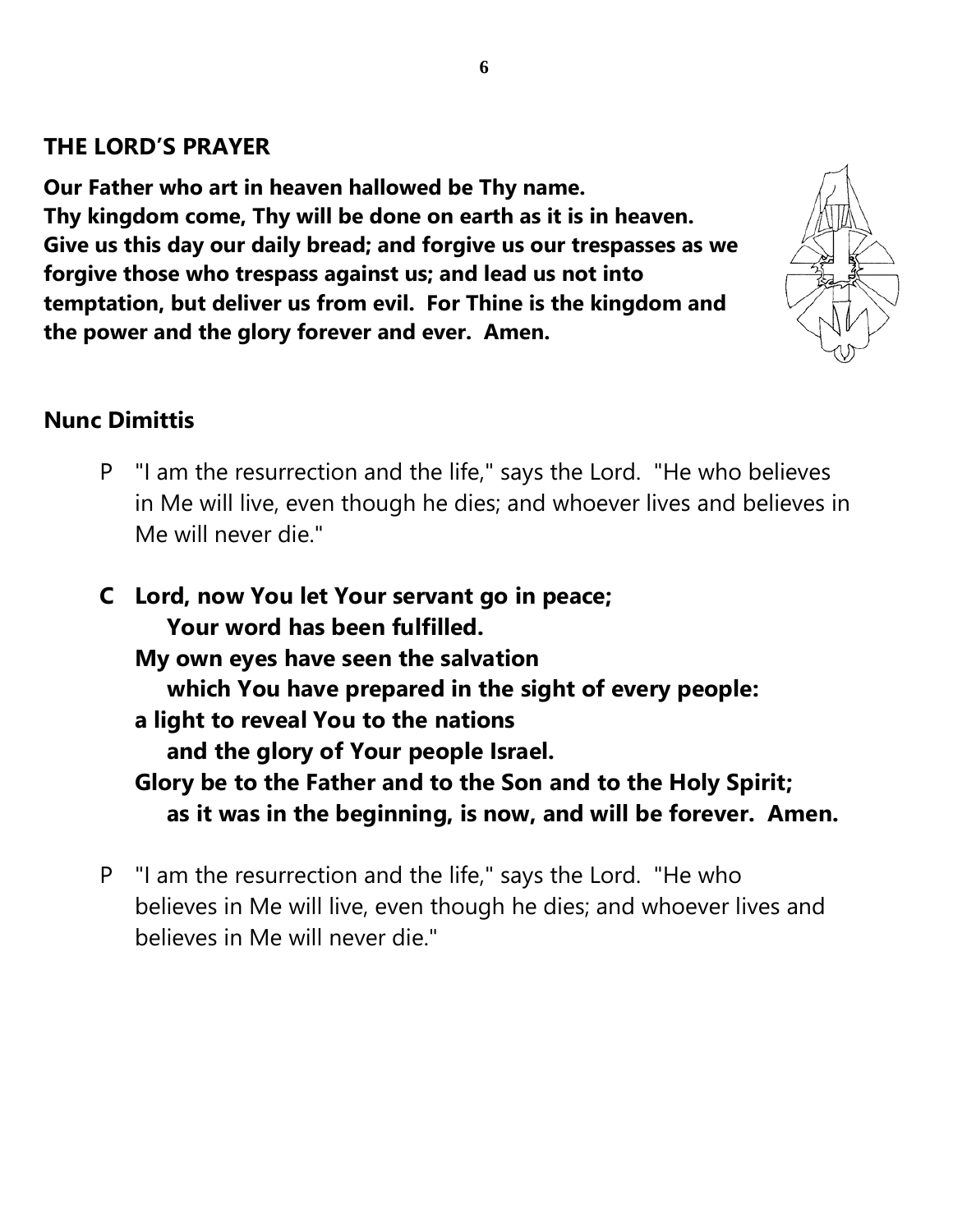## THE LORD'S PRAYER

**Our Father who art in heaven hallowed be Thy name. Thy kingdom come, Thy will be done on earth as it is in heaven. Give us this day our daily bread; and forgive us our trespasses as we forgive those who trespass against us; and lead us not into temptation, but deliver us from evil. For Thine is the kingdom and the power and the glory forever and ever. Amen.**

## Nunc Dimittis

P "I am the resurrection and the life," says the Lord. "He who believes in Me will live, even though he dies; and whoever lives and believes in Me will never die."

**C Lord, now You let Your servant go in peace;**
**Your word has been fulfilled.**
**My own eyes have seen the salvation**
**which You have prepared in the sight of every people:**
**a light to reveal You to the nations**
**and the glory of Your people Israel.**
**Glory be to the Father and to the Son and to the Holy Spirit;**
**as it was in the beginning, is now, and will be forever. Amen.**

P "I am the resurrection and the life," says the Lord. "He who believes in Me will live, even though he dies; and whoever lives and believes in Me will never die."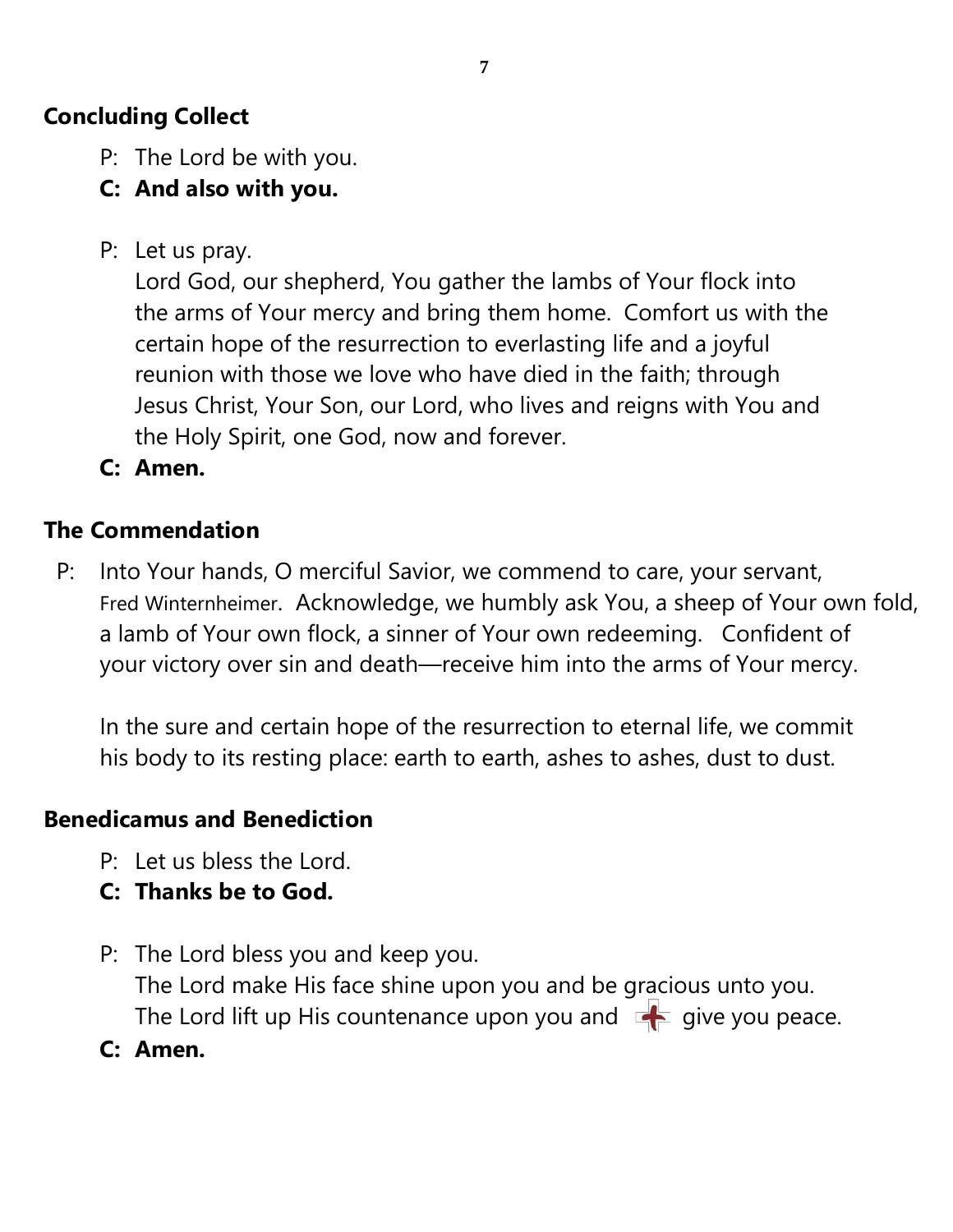## Concluding Collect

P: The Lord be with you.

**C: And also with you.**

P: Let us pray.
Lord God, our shepherd, You gather the lambs of Your flock into the arms of Your mercy and bring them home. Comfort us with the certain hope of the resurrection to everlasting life and a joyful reunion with those we love who have died in the faith; through Jesus Christ, Your Son, our Lord, who lives and reigns with You and the Holy Spirit, one God, now and forever.

**C: Amen.**

## The Commendation

P: Into Your hands, O merciful Savior, we commend to care, your servant, Fred Winternheimer. Acknowledge, we humbly ask You, a sheep of Your own fold, a lamb of Your own flock, a sinner of Your own redeeming. Confident of your victory over sin and death—receive him into the arms of Your mercy.

In the sure and certain hope of the resurrection to eternal life, we commit his body to its resting place: earth to earth, ashes to ashes, dust to dust.

## Benedicamus and Benediction

P: Let us bless the Lord.

**C: Thanks be to God.**

P: The Lord bless you and keep you.
The Lord make His face shine upon you and be gracious unto you.
The Lord lift up His countenance upon you and ✠ give you peace.

**C: Amen.**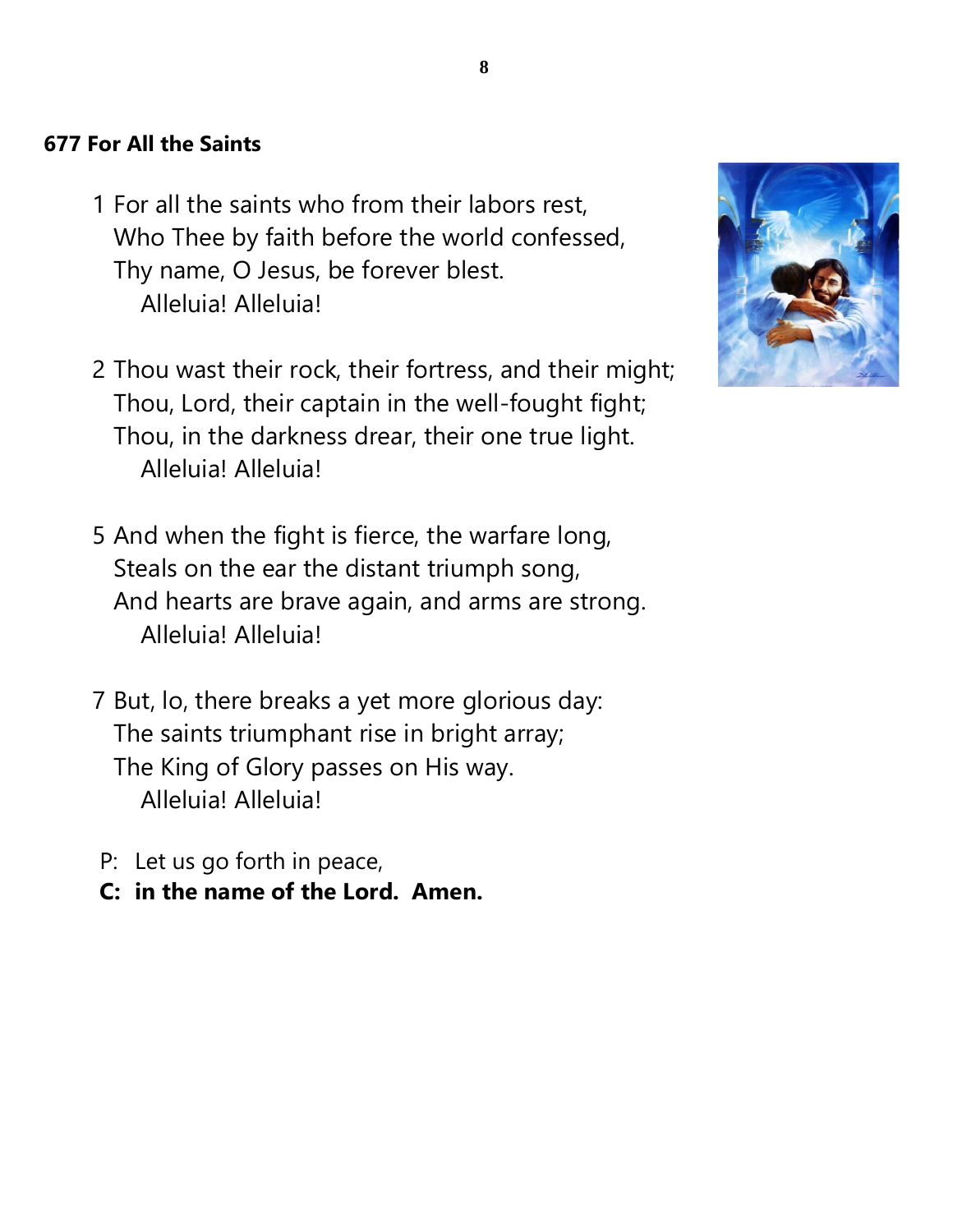**677 For All the Saints**

1 For all the saints who from their labors rest,
Who Thee by faith before the world confessed,
Thy name, O Jesus, be forever blest.
Alleluia! Alleluia!

2 Thou wast their rock, their fortress, and their might;
Thou, Lord, their captain in the well-fought fight;
Thou, in the darkness drear, their one true light.
Alleluia! Alleluia!

5 And when the fight is fierce, the warfare long,
Steals on the ear the distant triumph song,
And hearts are brave again, and arms are strong.
Alleluia! Alleluia!

7 But, lo, there breaks a yet more glorious day:
The saints triumphant rise in bright array;
The King of Glory passes on His way.
Alleluia! Alleluia!

P: Let us go forth in peace,
**C: in the name of the Lord. Amen.**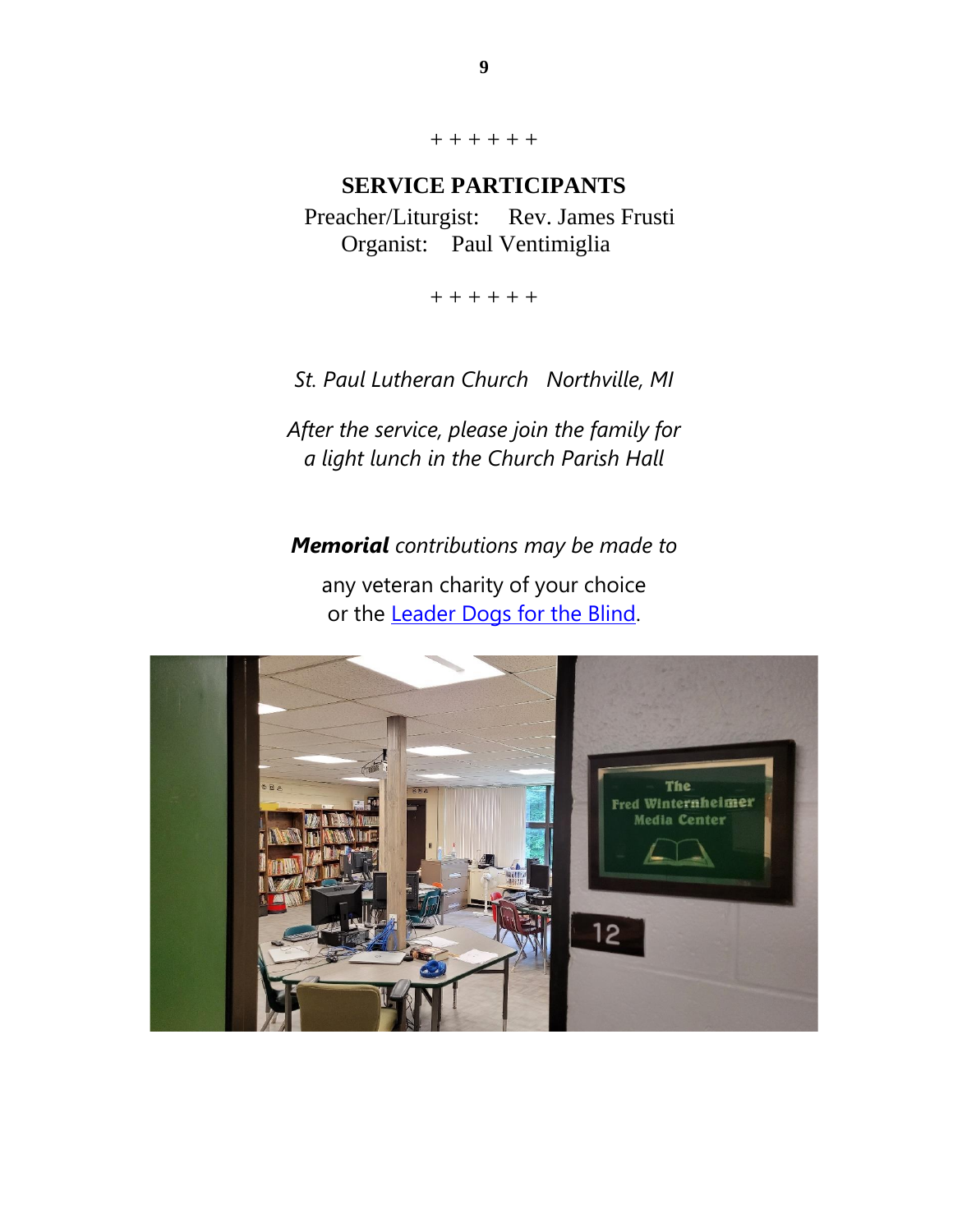+ + + + + +

## SERVICE PARTICIPANTS

Preacher/Liturgist: Rev. James Frusti

Organist: Paul Ventimiglia

+ + + + + +

*St. Paul Lutheran Church Northville, MI*

*After the service, please join the family for a light lunch in the Church Parish Hall*

***Memorial*** *contributions may be made to*

any veteran charity of your choice or the Leader Dogs for the Blind.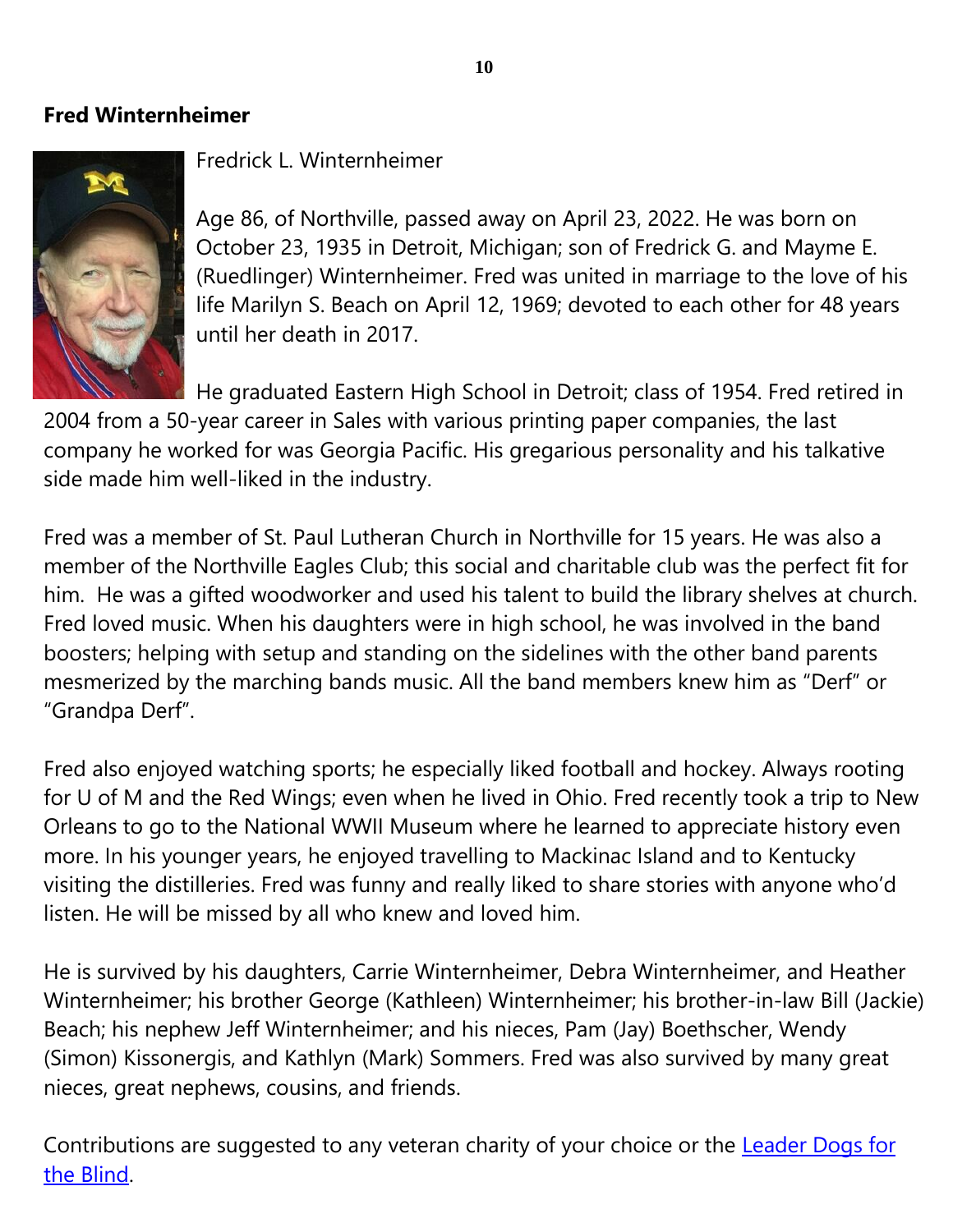## Fred Winternheimer

Fredrick L. Winternheimer

Age 86, of Northville, passed away on April 23, 2022. He was born on October 23, 1935 in Detroit, Michigan; son of Fredrick G. and Mayme E. (Ruedlinger) Winternheimer. Fred was united in marriage to the love of his life Marilyn S. Beach on April 12, 1969; devoted to each other for 48 years until her death in 2017.

He graduated Eastern High School in Detroit; class of 1954. Fred retired in 2004 from a 50-year career in Sales with various printing paper companies, the last company he worked for was Georgia Pacific. His gregarious personality and his talkative side made him well-liked in the industry.

Fred was a member of St. Paul Lutheran Church in Northville for 15 years. He was also a member of the Northville Eagles Club; this social and charitable club was the perfect fit for him. He was a gifted woodworker and used his talent to build the library shelves at church. Fred loved music. When his daughters were in high school, he was involved in the band boosters; helping with setup and standing on the sidelines with the other band parents mesmerized by the marching bands music. All the band members knew him as "Derf" or "Grandpa Derf".

Fred also enjoyed watching sports; he especially liked football and hockey. Always rooting for U of M and the Red Wings; even when he lived in Ohio. Fred recently took a trip to New Orleans to go to the National WWII Museum where he learned to appreciate history even more. In his younger years, he enjoyed travelling to Mackinac Island and to Kentucky visiting the distilleries. Fred was funny and really liked to share stories with anyone who'd listen. He will be missed by all who knew and loved him.

He is survived by his daughters, Carrie Winternheimer, Debra Winternheimer, and Heather Winternheimer; his brother George (Kathleen) Winternheimer; his brother-in-law Bill (Jackie) Beach; his nephew Jeff Winternheimer; and his nieces, Pam (Jay) Boethscher, Wendy (Simon) Kissonergis, and Kathlyn (Mark) Sommers. Fred was also survived by many great nieces, great nephews, cousins, and friends.

Contributions are suggested to any veteran charity of your choice or the Leader Dogs for the Blind.